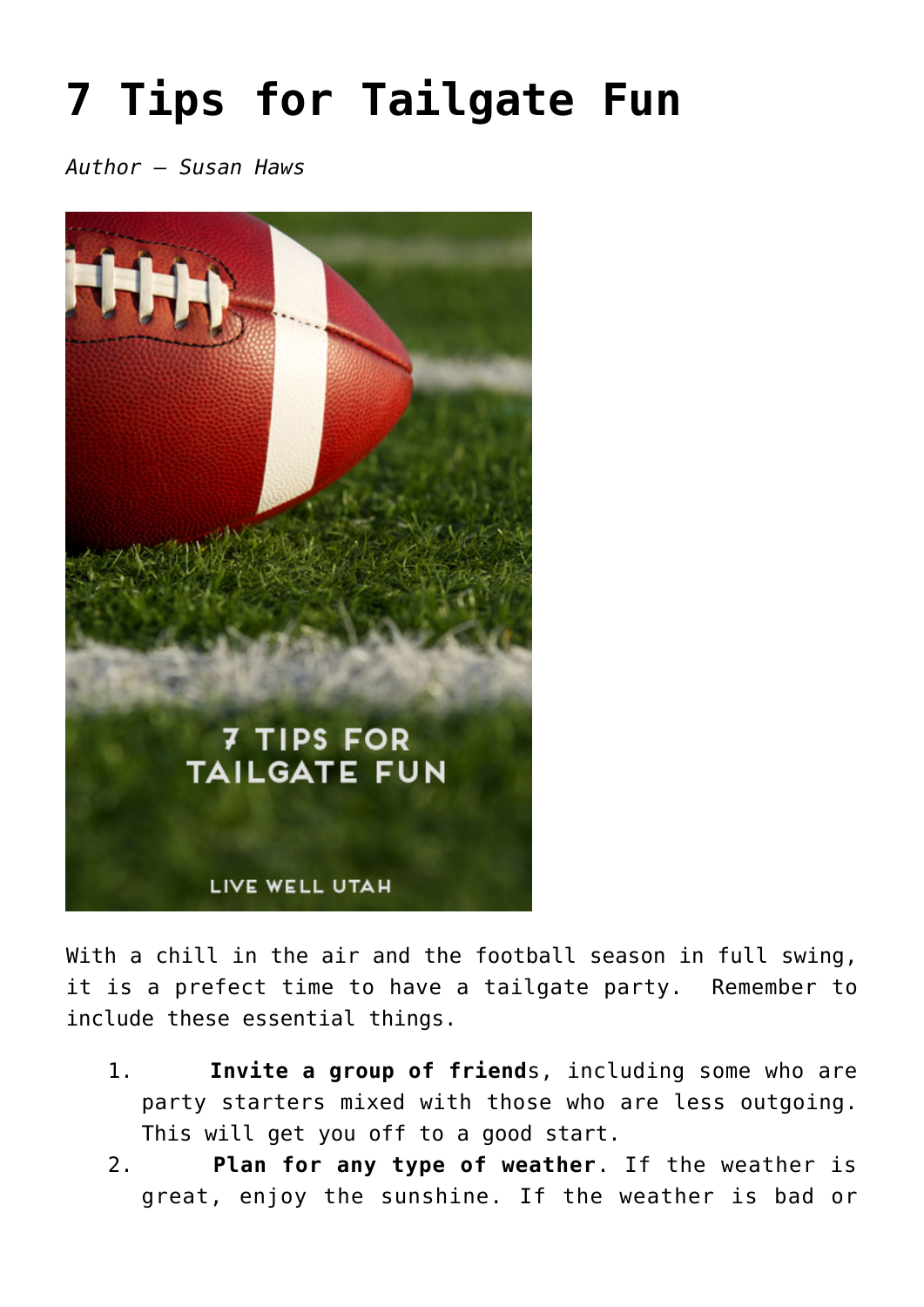# 7 Tips for Tailgate Fun

*Author – Susan Haws*

With a chill in the air and the football season in full swing, it is a prefect time to have a tailgate party. Remember to include these essential things.

1. **Invite a group of friend**s, including some who are party starters mixed with those who are less outgoing. This will get you off to a good start.
2. **Plan for any type of weather**. If the weather is great, enjoy the sunshine. If the weather is bad or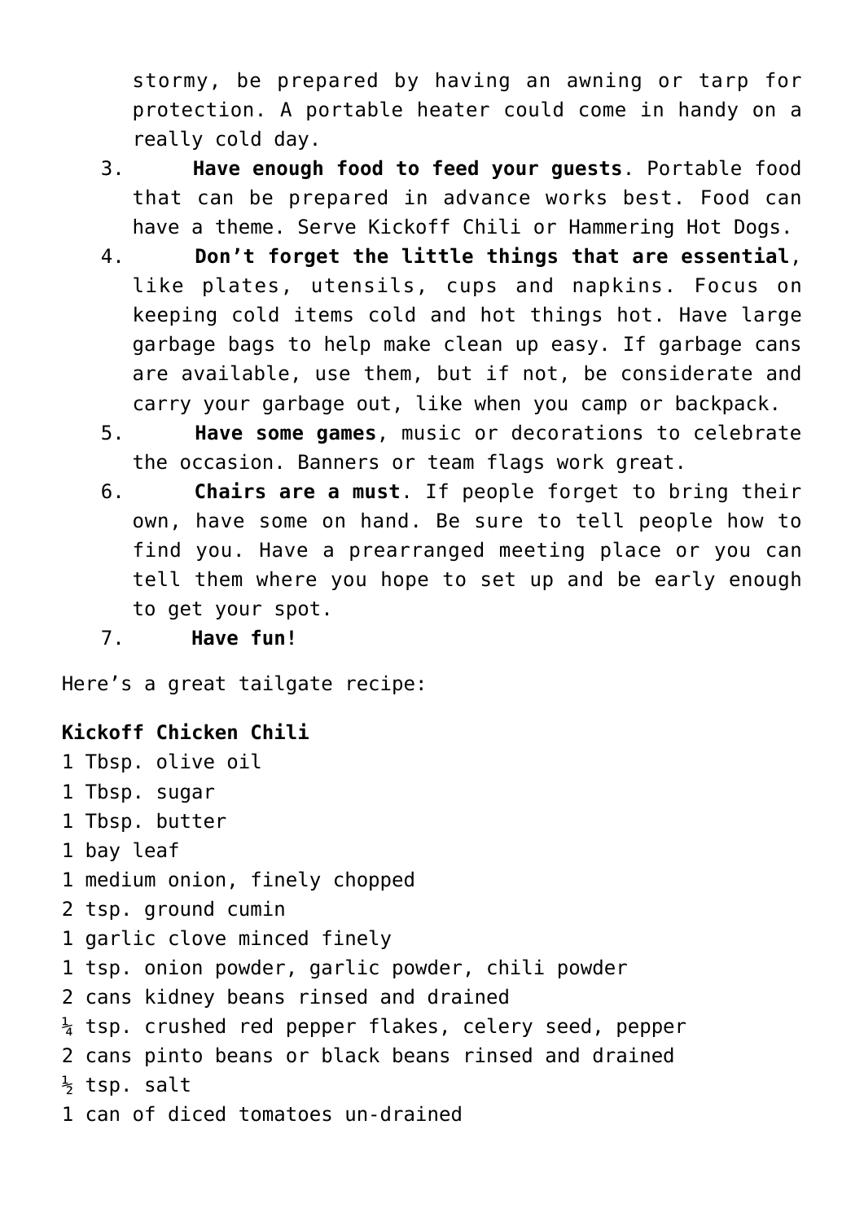stormy, be prepared by having an awning or tarp for protection. A portable heater could come in handy on a really cold day.

3. **Have enough food to feed your guests**. Portable food that can be prepared in advance works best. Food can have a theme. Serve Kickoff Chili or Hammering Hot Dogs.
4. **Don't forget the little things that are essential**, like plates, utensils, cups and napkins. Focus on keeping cold items cold and hot things hot. Have large garbage bags to help make clean up easy. If garbage cans are available, use them, but if not, be considerate and carry your garbage out, like when you camp or backpack.
5. **Have some games**, music or decorations to celebrate the occasion. Banners or team flags work great.
6. **Chairs are a must**. If people forget to bring their own, have some on hand. Be sure to tell people how to find you. Have a prearranged meeting place or you can tell them where you hope to set up and be early enough to get your spot.
7. **Have fun!**

Here's a great tailgate recipe:

**Kickoff Chicken Chili**

1 Tbsp. olive oil
1 Tbsp. sugar
1 Tbsp. butter
1 bay leaf
1 medium onion, finely chopped
2 tsp. ground cumin
1 garlic clove minced finely
1 tsp. onion powder, garlic powder, chili powder
2 cans kidney beans rinsed and drained
¼ tsp. crushed red pepper flakes, celery seed, pepper
2 cans pinto beans or black beans rinsed and drained
½ tsp. salt
1 can of diced tomatoes un-drained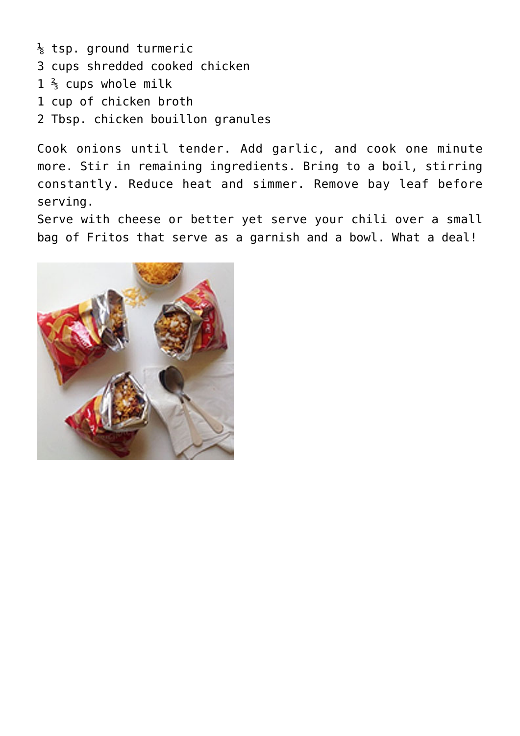⅛ tsp. ground turmeric
3 cups shredded cooked chicken
1 ⅔ cups whole milk
1 cup of chicken broth
2 Tbsp. chicken bouillon granules

Cook onions until tender. Add garlic, and cook one minute more. Stir in remaining ingredients. Bring to a boil, stirring constantly. Reduce heat and simmer. Remove bay leaf before serving.
Serve with cheese or better yet serve your chili over a small bag of Fritos that serve as a garnish and a bowl. What a deal!